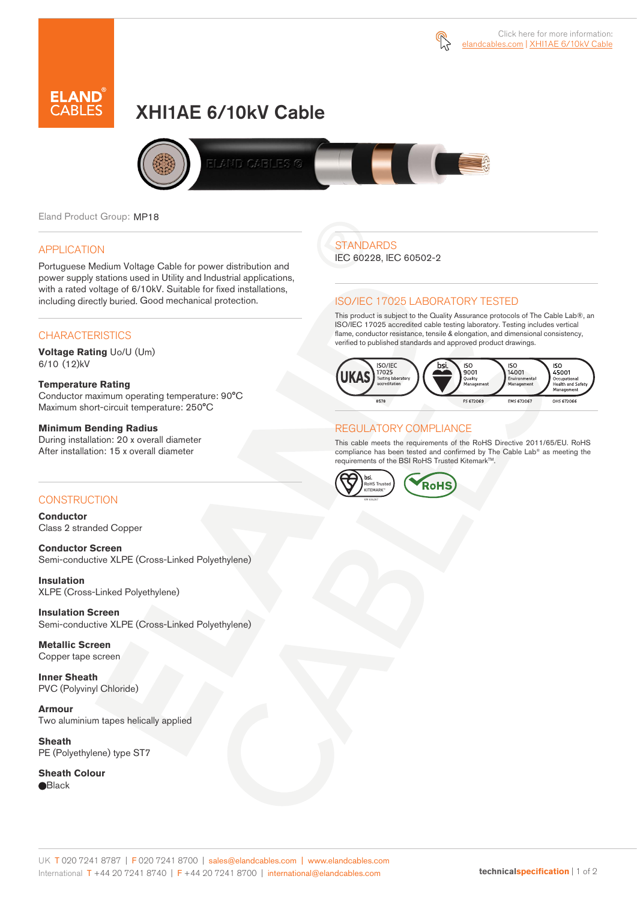Click here for more information: elandcables.com | XHI1AE 6/10kV Cable

# XHI1AE 6/10kV Cable

Eland Product Group: MP18

## APPLICATION

Portuguese Medium Voltage Cable for power distribution and power supply stations used in Utility and Industrial applications, with a rated voltage of 6/10kV. Suitable for fixed installations, including directly buried. Good mechanical protection.

## CHARACTERISTICS

**Voltage Rating** Uo/U (Um)
6/10 (12)kV

**Temperature Rating**
Conductor maximum operating temperature: 90°C
Maximum short-circuit temperature: 250°C

**Minimum Bending Radius**
During installation: 20 x overall diameter
After installation: 15 x overall diameter

## CONSTRUCTION

**Conductor**
Class 2 stranded Copper

**Conductor Screen**
Semi-conductive XLPE (Cross-Linked Polyethylene)

**Insulation**
XLPE (Cross-Linked Polyethylene)

**Insulation Screen**
Semi-conductive XLPE (Cross-Linked Polyethylene)

**Metallic Screen**
Copper tape screen

**Inner Sheath**
PVC (Polyvinyl Chloride)

**Armour**
Two aluminium tapes helically applied

**Sheath**
PE (Polyethylene) type ST7

**Sheath Colour**
● Black

## STANDARDS

IEC 60228, IEC 60502-2

## ISO/IEC 17025 LABORATORY TESTED

This product is subject to the Quality Assurance protocols of The Cable Lab®, an ISO/IEC 17025 accredited cable testing laboratory. Testing includes vertical flame, conductor resistance, tensile & elongation, and dimensional consistency, verified to published standards and approved product drawings.

UKAS ISO/IEC 17025 Testing laboratory accreditation 8578 | bsi. ISO 9001 Quality Management FS 672069 | ISO 14001 Environmental Management EMS 672067 | ISO 45001 Occupational Health and Safety Management OHS 672066

## REGULATORY COMPLIANCE

This cable meets the requirements of the RoHS Directive 2011/65/EU. RoHS compliance has been tested and confirmed by The Cable Lab® as meeting the requirements of the BSI RoHS Trusted Kitemark™.

bsi. RoHS Trusted KITEMARK™ | RoHS

UK T 020 7241 8787 | F 020 7241 8700 | sales@elandcables.com | www.elandcables.com
International T +44 20 7241 8740 | F +44 20 7241 8700 | international@elandcables.com

technicalspecification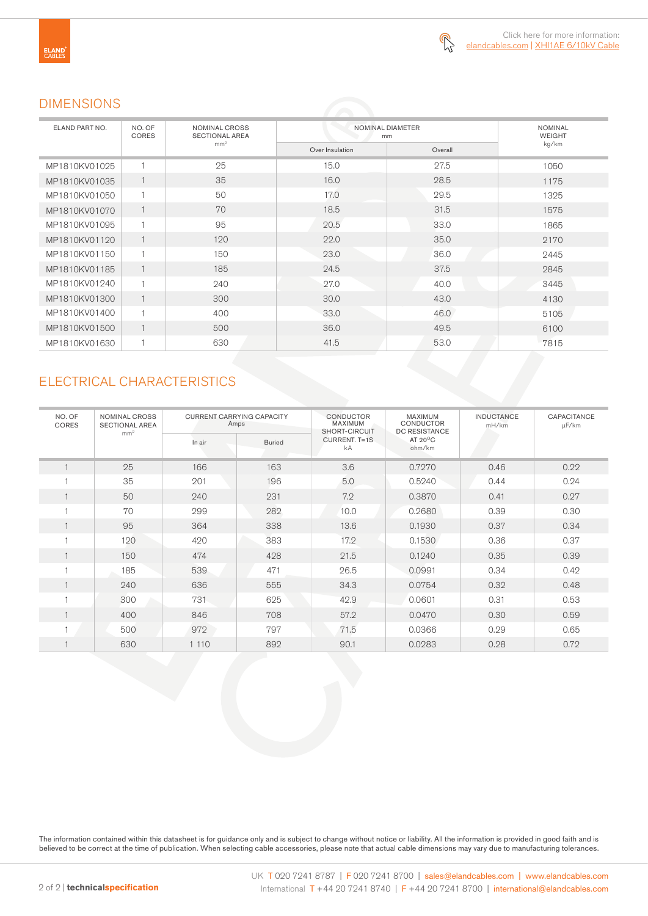Click here for more information: elandcables.com | XHI1AE 6/10kV Cable

## DIMENSIONS

| ELAND PART NO. | NO. OF CORES | NOMINAL CROSS SECTIONAL AREA mm² | NOMINAL DIAMETER mm | | NOMINAL WEIGHT kg/km |
|---|---|---|---|---|---|
| | | | Over Insulation | Overall | |
| MP1810KV01025 | 1 | 25 | 15.0 | 27.5 | 1050 |
| MP1810KV01035 | 1 | 35 | 16.0 | 28.5 | 1175 |
| MP1810KV01050 | 1 | 50 | 17.0 | 29.5 | 1325 |
| MP1810KV01070 | 1 | 70 | 18.5 | 31.5 | 1575 |
| MP1810KV01095 | 1 | 95 | 20.5 | 33.0 | 1865 |
| MP1810KV01120 | 1 | 120 | 22.0 | 35.0 | 2170 |
| MP1810KV01150 | 1 | 150 | 23.0 | 36.0 | 2445 |
| MP1810KV01185 | 1 | 185 | 24.5 | 37.5 | 2845 |
| MP1810KV01240 | 1 | 240 | 27.0 | 40.0 | 3445 |
| MP1810KV01300 | 1 | 300 | 30.0 | 43.0 | 4130 |
| MP1810KV01400 | 1 | 400 | 33.0 | 46.0 | 5105 |
| MP1810KV01500 | 1 | 500 | 36.0 | 49.5 | 6100 |
| MP1810KV01630 | 1 | 630 | 41.5 | 53.0 | 7815 |

## ELECTRICAL CHARACTERISTICS

| NO. OF CORES | NOMINAL CROSS SECTIONAL AREA mm² | CURRENT CARRYING CAPACITY Amps | | CONDUCTOR MAXIMUM SHORT-CIRCUIT CURRENT. T=1S kA | MAXIMUM CONDUCTOR DC RESISTANCE AT 20°C ohm/km | INDUCTANCE mH/km | CAPACITANCE µF/km |
|---|---|---|---|---|---|---|---|
| | | In air | Buried | | | | |
| 1 | 25 | 166 | 163 | 3.6 | 0.7270 | 0.46 | 0.22 |
| 1 | 35 | 201 | 196 | 5.0 | 0.5240 | 0.44 | 0.24 |
| 1 | 50 | 240 | 231 | 7.2 | 0.3870 | 0.41 | 0.27 |
| 1 | 70 | 299 | 282 | 10.0 | 0.2680 | 0.39 | 0.30 |
| 1 | 95 | 364 | 338 | 13.6 | 0.1930 | 0.37 | 0.34 |
| 1 | 120 | 420 | 383 | 17.2 | 0.1530 | 0.36 | 0.37 |
| 1 | 150 | 474 | 428 | 21.5 | 0.1240 | 0.35 | 0.39 |
| 1 | 185 | 539 | 471 | 26.5 | 0.0991 | 0.34 | 0.42 |
| 1 | 240 | 636 | 555 | 34.3 | 0.0754 | 0.32 | 0.48 |
| 1 | 300 | 731 | 625 | 42.9 | 0.0601 | 0.31 | 0.53 |
| 1 | 400 | 846 | 708 | 57.2 | 0.0470 | 0.30 | 0.59 |
| 1 | 500 | 972 | 797 | 71.5 | 0.0366 | 0.29 | 0.65 |
| 1 | 630 | 1 110 | 892 | 90.1 | 0.0283 | 0.28 | 0.72 |

The information contained within this datasheet is for guidance only and is subject to change without notice or liability. All the information is provided in good faith and is believed to be correct at the time of publication. When selecting cable accessories, please note that actual cable dimensions may vary due to manufacturing tolerances.

UK T 020 7241 8787 | F 020 7241 8700 | sales@elandcables.com | www.elandcables.com
International T +44 20 7241 8740 | F +44 20 7241 8700 | international@elandcables.com